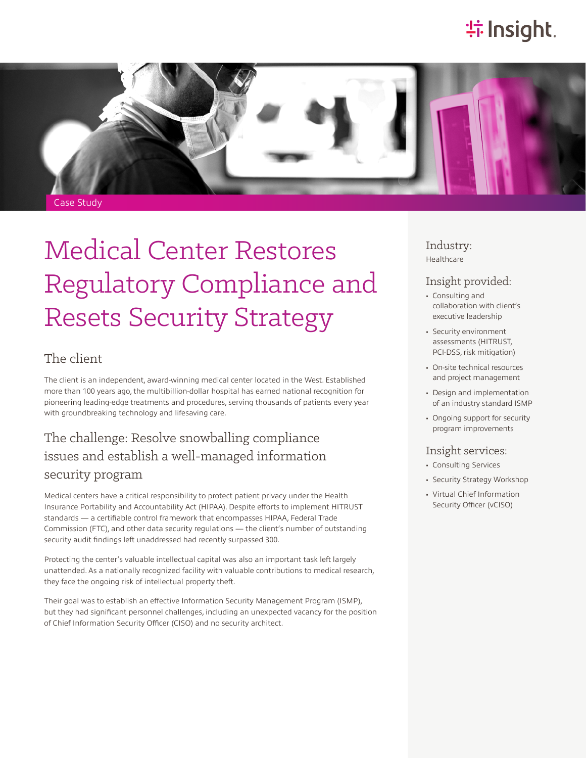Case Study

# Medical Center Restores Regulatory Compliance and Resets Security Strategy

## The client

The client is an independent, award-winning medical center located in the West. Established more than 100 years ago, the multibillion-dollar hospital has earned national recognition for pioneering leading-edge treatments and procedures, serving thousands of patients every year with groundbreaking technology and lifesaving care.

## The challenge: Resolve snowballing compliance issues and establish a well-managed information security program

Medical centers have a critical responsibility to protect patient privacy under the Health Insurance Portability and Accountability Act (HIPAA). Despite efforts to implement HITRUST standards — a certifiable control framework that encompasses HIPAA, Federal Trade Commission (FTC), and other data security regulations — the client's number of outstanding security audit findings left unaddressed had recently surpassed 300.

Protecting the center's valuable intellectual capital was also an important task left largely unattended. As a nationally recognized facility with valuable contributions to medical research, they face the ongoing risk of intellectual property theft.

Their goal was to establish an effective Information Security Management Program (ISMP), but they had significant personnel challenges, including an unexpected vacancy for the position of Chief Information Security Officer (CISO) and no security architect.

### Industry:

Healthcare

### Insight provided:

- Consulting and collaboration with client's executive leadership
- Security environment assessments (HITRUST, PCI-DSS, risk mitigation)
- On-site technical resources and project management
- Design and implementation of an industry standard ISMP
- Ongoing support for security program improvements

### Insight services:

- Consulting Services
- Security Strategy Workshop
- Virtual Chief Information Security Officer (vCISO)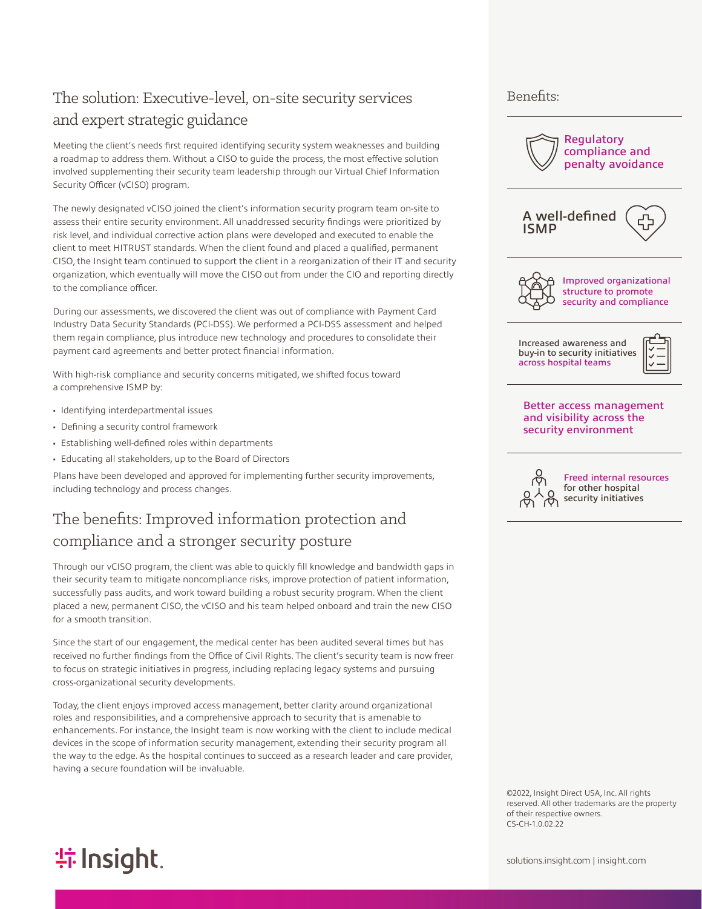## The solution: Executive-level, on-site security services and expert strategic guidance

Meeting the client's needs first required identifying security system weaknesses and building a roadmap to address them. Without a CISO to guide the process, the most effective solution involved supplementing their security team leadership through our Virtual Chief Information Security Officer (vCISO) program.

The newly designated vCISO joined the client's information security program team on-site to assess their entire security environment. All unaddressed security findings were prioritized by risk level, and individual corrective action plans were developed and executed to enable the client to meet HITRUST standards. When the client found and placed a qualified, permanent CISO, the Insight team continued to support the client in a reorganization of their IT and security organization, which eventually will move the CISO out from under the CIO and reporting directly to the compliance officer.

During our assessments, we discovered the client was out of compliance with Payment Card Industry Data Security Standards (PCI-DSS). We performed a PCI-DSS assessment and helped them regain compliance, plus introduce new technology and procedures to consolidate their payment card agreements and better protect financial information.

With high-risk compliance and security concerns mitigated, we shifted focus toward a comprehensive ISMP by:

- Identifying interdepartmental issues
- Defining a security control framework
- Establishing well-defined roles within departments
- Educating all stakeholders, up to the Board of Directors

Plans have been developed and approved for implementing further security improvements, including technology and process changes.

## The benefits: Improved information protection and compliance and a stronger security posture

Through our vCISO program, the client was able to quickly fill knowledge and bandwidth gaps in their security team to mitigate noncompliance risks, improve protection of patient information, successfully pass audits, and work toward building a robust security program. When the client placed a new, permanent CISO, the vCISO and his team helped onboard and train the new CISO for a smooth transition.

Since the start of our engagement, the medical center has been audited several times but has received no further findings from the Office of Civil Rights. The client's security team is now freer to focus on strategic initiatives in progress, including replacing legacy systems and pursuing cross-organizational security developments.

Today, the client enjoys improved access management, better clarity around organizational roles and responsibilities, and a comprehensive approach to security that is amenable to enhancements. For instance, the Insight team is now working with the client to include medical devices in the scope of information security management, extending their security program all the way to the edge. As the hospital continues to succeed as a research leader and care provider, having a secure foundation will be invaluable.

## Benefits:

- Regulatory compliance and penalty avoidance
- A well-defined ISMP
- Improved organizational structure to promote security and compliance
- Increased awareness and buy-in to security initiatives across hospital teams
- Better access management and visibility across the security environment
- Freed internal resources for other hospital security initiatives

©2022, Insight Direct USA, Inc. All rights reserved. All other trademarks are the property of their respective owners.
CS-CH-1.0.02.22

Insight.

solutions.insight.com | insight.com